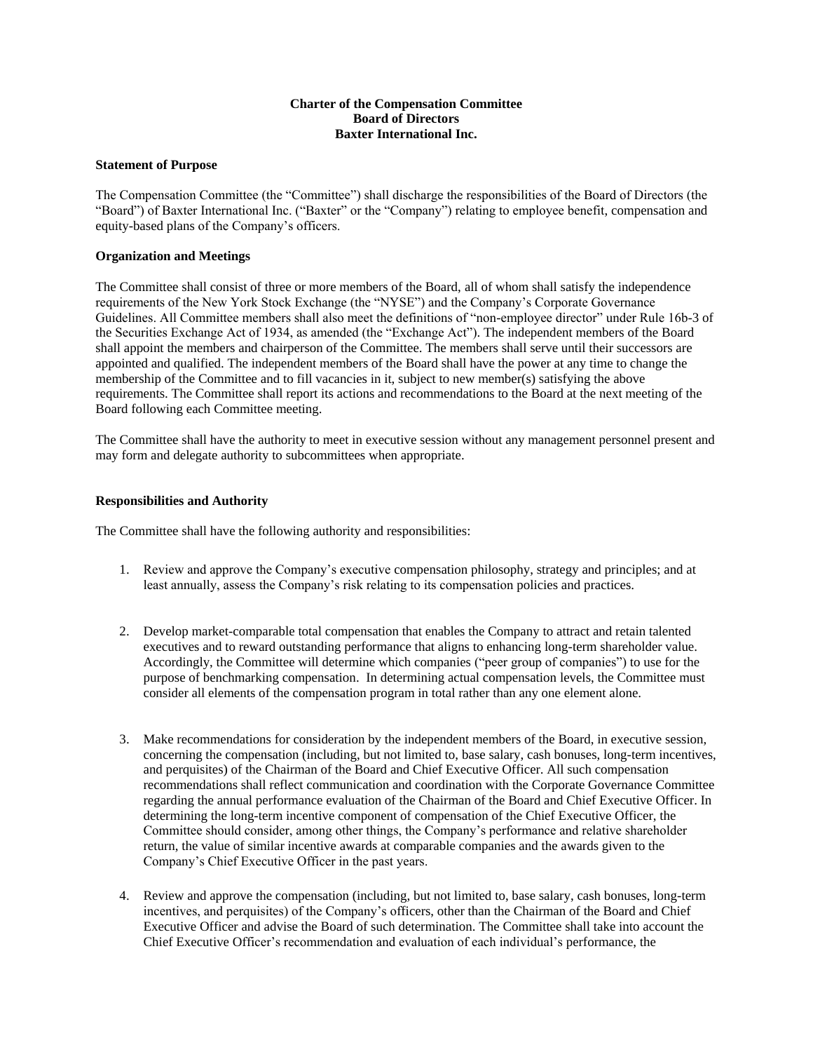**Charter of the Compensation Committee**
**Board of Directors**
**Baxter International Inc.**

**Statement of Purpose**

The Compensation Committee (the "Committee") shall discharge the responsibilities of the Board of Directors (the "Board") of Baxter International Inc. ("Baxter" or the "Company") relating to employee benefit, compensation and equity-based plans of the Company's officers.

**Organization and Meetings**

The Committee shall consist of three or more members of the Board, all of whom shall satisfy the independence requirements of the New York Stock Exchange (the "NYSE") and the Company's Corporate Governance Guidelines. All Committee members shall also meet the definitions of "non-employee director" under Rule 16b-3 of the Securities Exchange Act of 1934, as amended (the "Exchange Act"). The independent members of the Board shall appoint the members and chairperson of the Committee. The members shall serve until their successors are appointed and qualified. The independent members of the Board shall have the power at any time to change the membership of the Committee and to fill vacancies in it, subject to new member(s) satisfying the above requirements. The Committee shall report its actions and recommendations to the Board at the next meeting of the Board following each Committee meeting.

The Committee shall have the authority to meet in executive session without any management personnel present and may form and delegate authority to subcommittees when appropriate.

**Responsibilities and Authority**

The Committee shall have the following authority and responsibilities:

1. Review and approve the Company's executive compensation philosophy, strategy and principles; and at least annually, assess the Company's risk relating to its compensation policies and practices.

2. Develop market-comparable total compensation that enables the Company to attract and retain talented executives and to reward outstanding performance that aligns to enhancing long-term shareholder value. Accordingly, the Committee will determine which companies ("peer group of companies") to use for the purpose of benchmarking compensation. In determining actual compensation levels, the Committee must consider all elements of the compensation program in total rather than any one element alone.

3. Make recommendations for consideration by the independent members of the Board, in executive session, concerning the compensation (including, but not limited to, base salary, cash bonuses, long-term incentives, and perquisites) of the Chairman of the Board and Chief Executive Officer. All such compensation recommendations shall reflect communication and coordination with the Corporate Governance Committee regarding the annual performance evaluation of the Chairman of the Board and Chief Executive Officer. In determining the long-term incentive component of compensation of the Chief Executive Officer, the Committee should consider, among other things, the Company's performance and relative shareholder return, the value of similar incentive awards at comparable companies and the awards given to the Company's Chief Executive Officer in the past years.

4. Review and approve the compensation (including, but not limited to, base salary, cash bonuses, long-term incentives, and perquisites) of the Company's officers, other than the Chairman of the Board and Chief Executive Officer and advise the Board of such determination. The Committee shall take into account the Chief Executive Officer's recommendation and evaluation of each individual's performance, the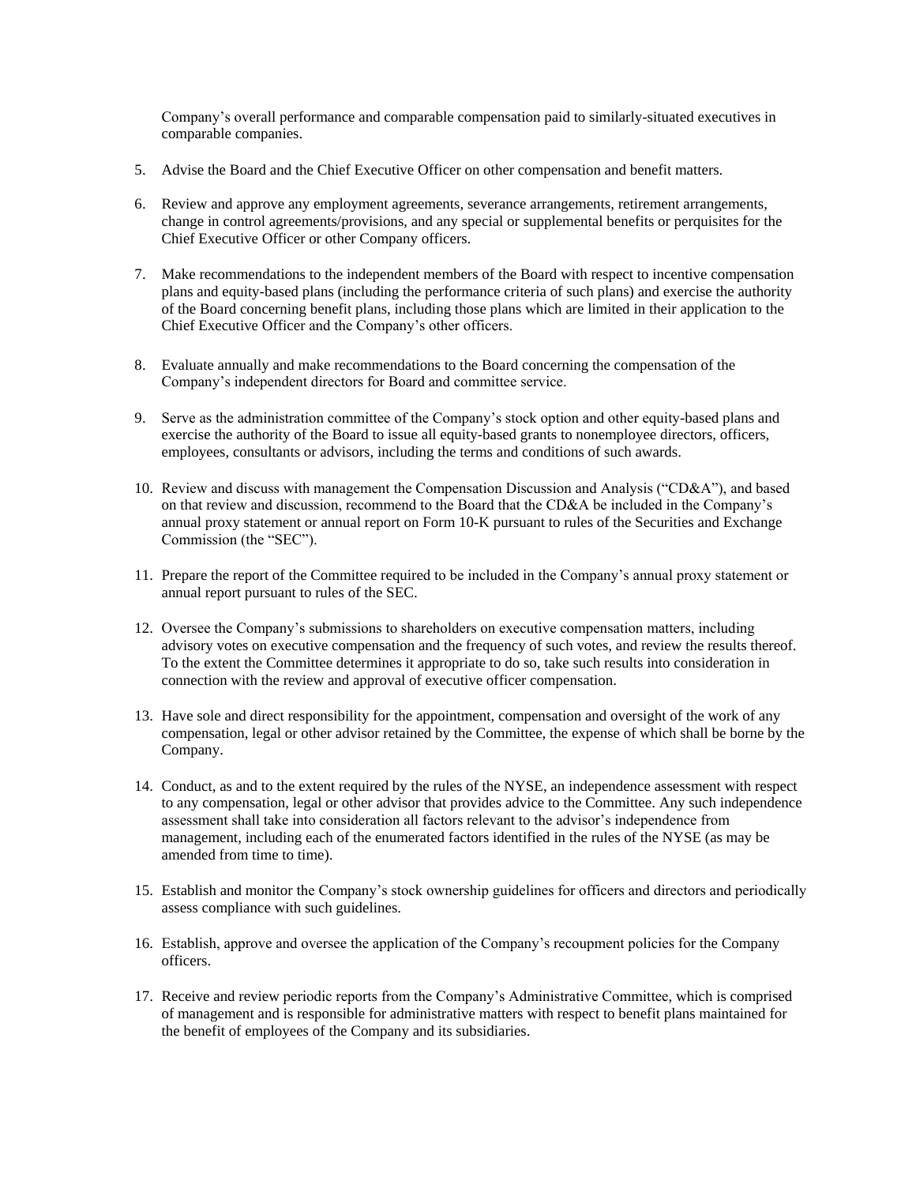Company's overall performance and comparable compensation paid to similarly-situated executives in comparable companies.

5. Advise the Board and the Chief Executive Officer on other compensation and benefit matters.

6. Review and approve any employment agreements, severance arrangements, retirement arrangements, change in control agreements/provisions, and any special or supplemental benefits or perquisites for the Chief Executive Officer or other Company officers.

7. Make recommendations to the independent members of the Board with respect to incentive compensation plans and equity-based plans (including the performance criteria of such plans) and exercise the authority of the Board concerning benefit plans, including those plans which are limited in their application to the Chief Executive Officer and the Company's other officers.

8. Evaluate annually and make recommendations to the Board concerning the compensation of the Company's independent directors for Board and committee service.

9. Serve as the administration committee of the Company's stock option and other equity-based plans and exercise the authority of the Board to issue all equity-based grants to nonemployee directors, officers, employees, consultants or advisors, including the terms and conditions of such awards.

10. Review and discuss with management the Compensation Discussion and Analysis ("CD&A"), and based on that review and discussion, recommend to the Board that the CD&A be included in the Company's annual proxy statement or annual report on Form 10-K pursuant to rules of the Securities and Exchange Commission (the "SEC").

11. Prepare the report of the Committee required to be included in the Company's annual proxy statement or annual report pursuant to rules of the SEC.

12. Oversee the Company's submissions to shareholders on executive compensation matters, including advisory votes on executive compensation and the frequency of such votes, and review the results thereof. To the extent the Committee determines it appropriate to do so, take such results into consideration in connection with the review and approval of executive officer compensation.

13. Have sole and direct responsibility for the appointment, compensation and oversight of the work of any compensation, legal or other advisor retained by the Committee, the expense of which shall be borne by the Company.

14. Conduct, as and to the extent required by the rules of the NYSE, an independence assessment with respect to any compensation, legal or other advisor that provides advice to the Committee. Any such independence assessment shall take into consideration all factors relevant to the advisor's independence from management, including each of the enumerated factors identified in the rules of the NYSE (as may be amended from time to time).

15. Establish and monitor the Company's stock ownership guidelines for officers and directors and periodically assess compliance with such guidelines.

16. Establish, approve and oversee the application of the Company's recoupment policies for the Company officers.

17. Receive and review periodic reports from the Company's Administrative Committee, which is comprised of management and is responsible for administrative matters with respect to benefit plans maintained for the benefit of employees of the Company and its subsidiaries.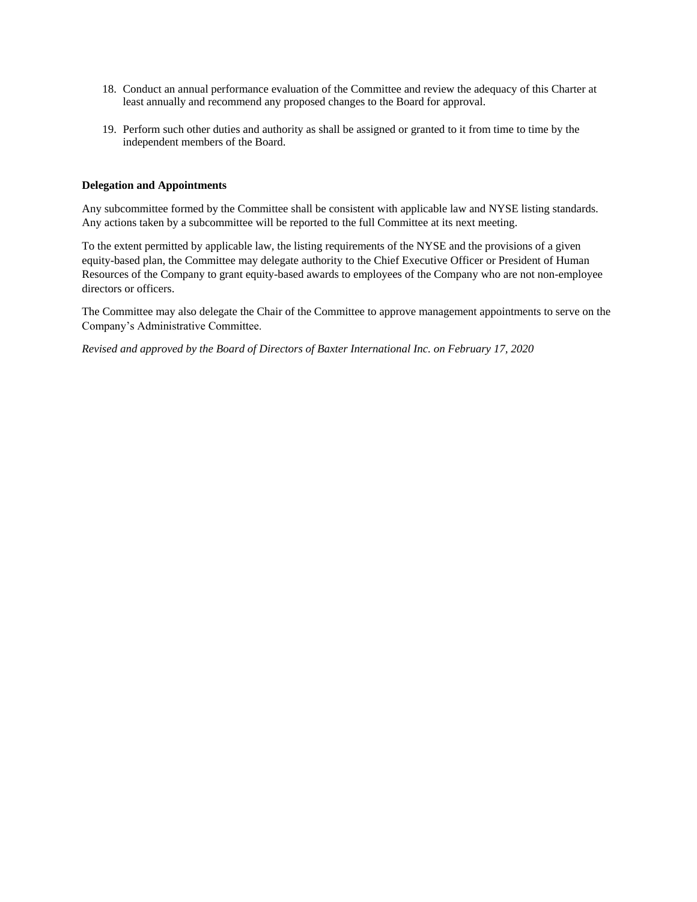18. Conduct an annual performance evaluation of the Committee and review the adequacy of this Charter at least annually and recommend any proposed changes to the Board for approval.

19. Perform such other duties and authority as shall be assigned or granted to it from time to time by the independent members of the Board.

**Delegation and Appointments**

Any subcommittee formed by the Committee shall be consistent with applicable law and NYSE listing standards. Any actions taken by a subcommittee will be reported to the full Committee at its next meeting.

To the extent permitted by applicable law, the listing requirements of the NYSE and the provisions of a given equity-based plan, the Committee may delegate authority to the Chief Executive Officer or President of Human Resources of the Company to grant equity-based awards to employees of the Company who are not non-employee directors or officers.

The Committee may also delegate the Chair of the Committee to approve management appointments to serve on the Company's Administrative Committee.

*Revised and approved by the Board of Directors of Baxter International Inc. on February 17, 2020*